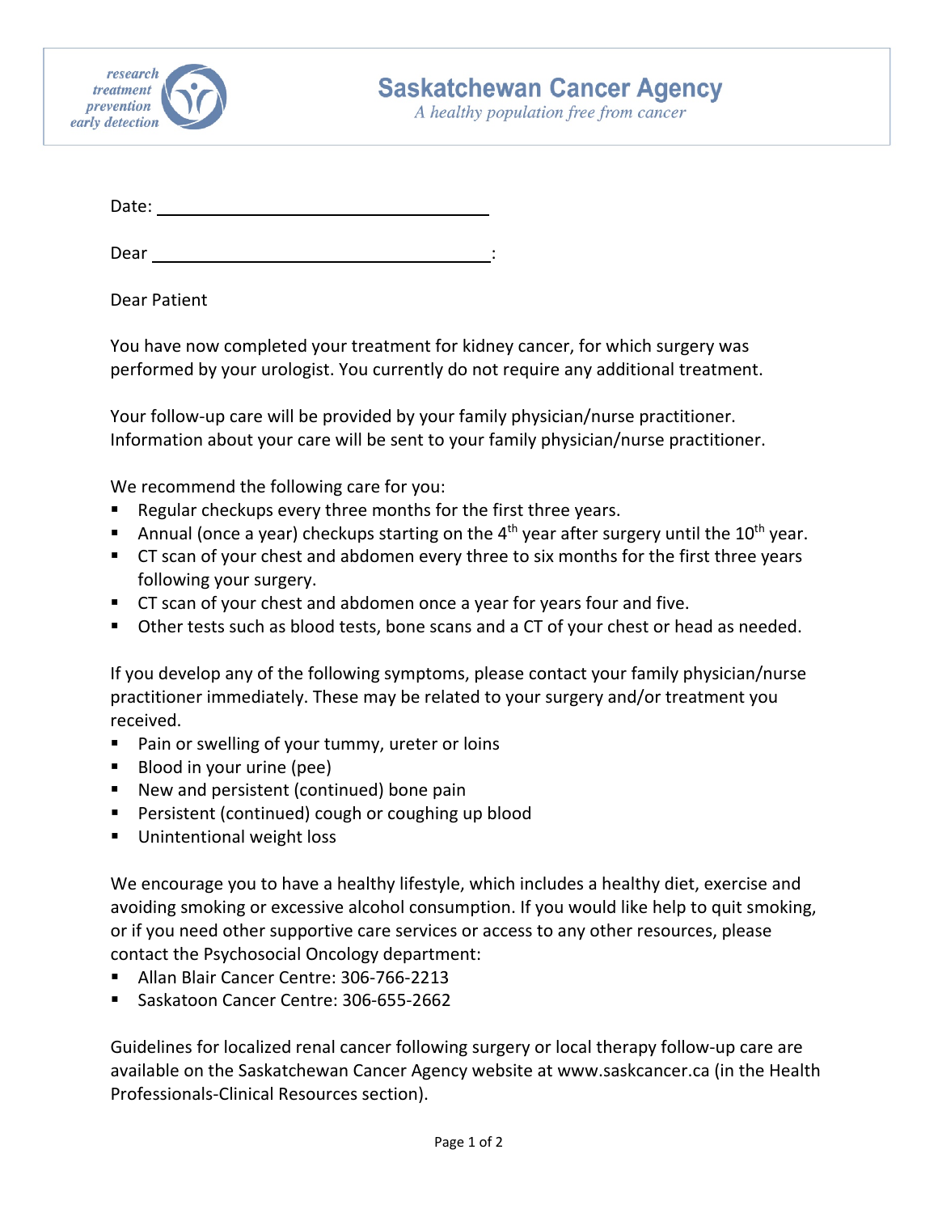research
treatment
prevention
early detection

# Saskatchewan Cancer Agency

*A healthy population free from cancer*

Date: \_\_\_\_\_\_\_\_\_\_\_\_\_\_\_\_\_\_\_\_\_\_\_\_\_\_\_\_\_\_\_\_

Dear \_\_\_\_\_\_\_\_\_\_\_\_\_\_\_\_\_\_\_\_\_\_\_\_\_\_\_\_\_\_\_\_:

Dear Patient

You have now completed your treatment for kidney cancer, for which surgery was performed by your urologist. You currently do not require any additional treatment.

Your follow-up care will be provided by your family physician/nurse practitioner. Information about your care will be sent to your family physician/nurse practitioner.

We recommend the following care for you:

- Regular checkups every three months for the first three years.
- Annual (once a year) checkups starting on the 4th year after surgery until the 10th year.
- CT scan of your chest and abdomen every three to six months for the first three years following your surgery.
- CT scan of your chest and abdomen once a year for years four and five.
- Other tests such as blood tests, bone scans and a CT of your chest or head as needed.

If you develop any of the following symptoms, please contact your family physician/nurse practitioner immediately. These may be related to your surgery and/or treatment you received.

- Pain or swelling of your tummy, ureter or loins
- Blood in your urine (pee)
- New and persistent (continued) bone pain
- Persistent (continued) cough or coughing up blood
- Unintentional weight loss

We encourage you to have a healthy lifestyle, which includes a healthy diet, exercise and avoiding smoking or excessive alcohol consumption. If you would like help to quit smoking, or if you need other supportive care services or access to any other resources, please contact the Psychosocial Oncology department:

- Allan Blair Cancer Centre: 306-766-2213
- Saskatoon Cancer Centre: 306-655-2662

Guidelines for localized renal cancer following surgery or local therapy follow-up care are available on the Saskatchewan Cancer Agency website at www.saskcancer.ca (in the Health Professionals-Clinical Resources section).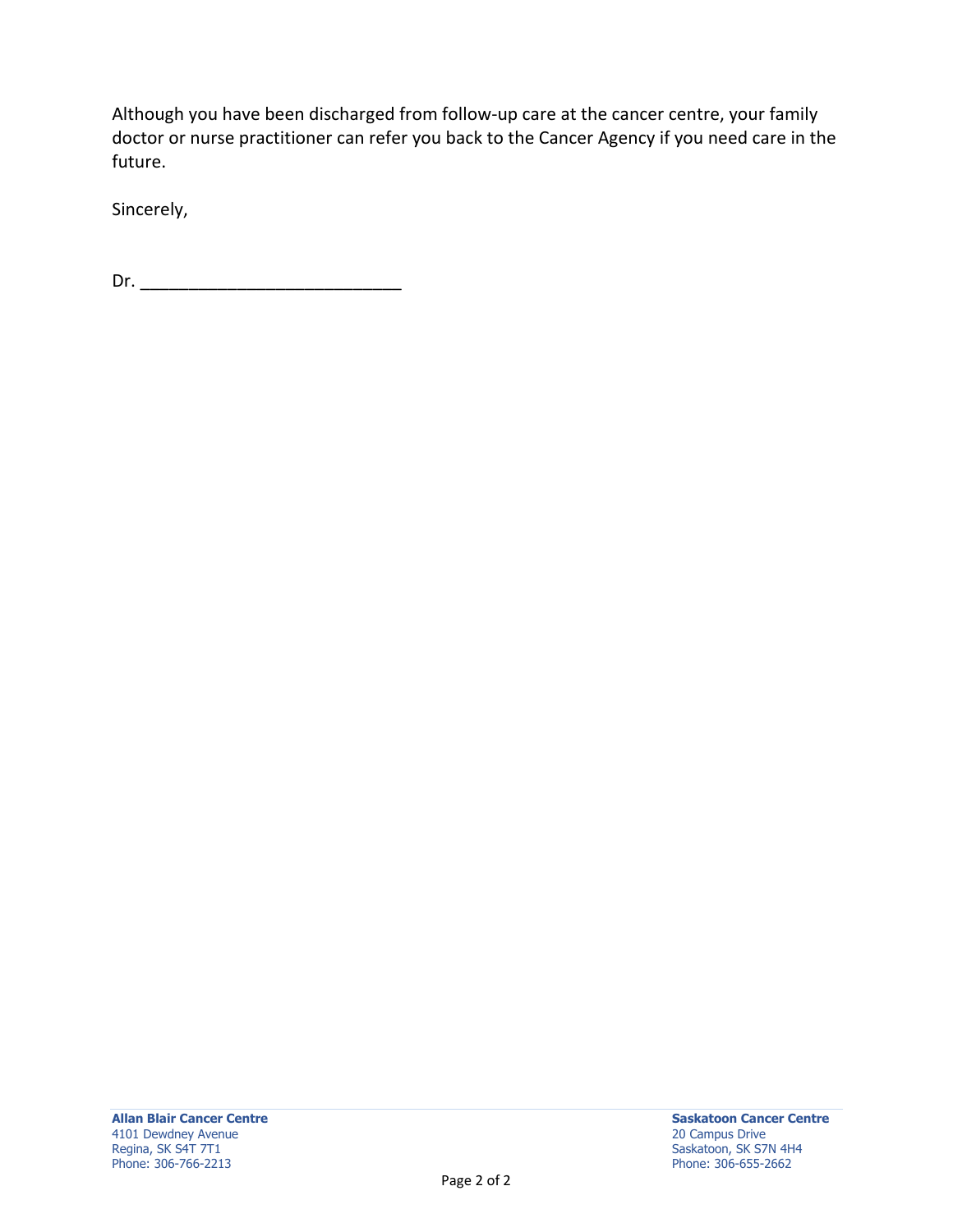Although you have been discharged from follow-up care at the cancer centre, your family doctor or nurse practitioner can refer you back to the Cancer Agency if you need care in the future.

Sincerely,

Dr. ___________________________